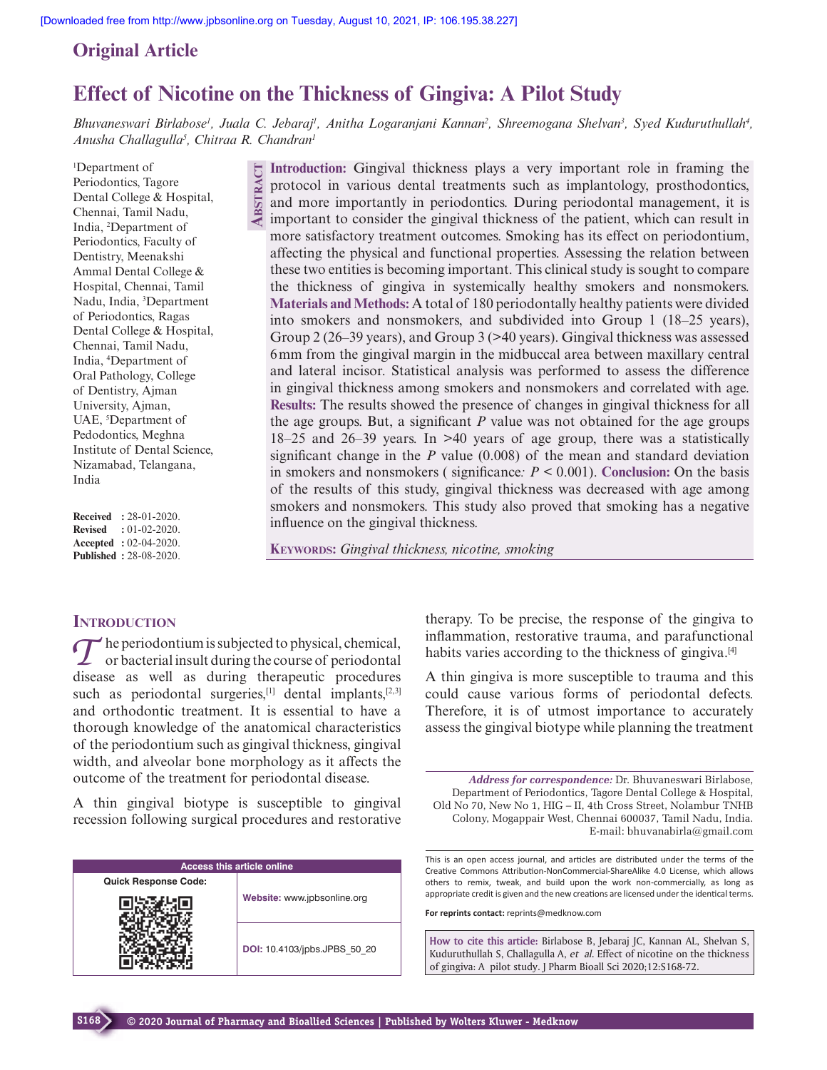Original Article

# Effect of Nicotine on the Thickness of Gingiva: A Pilot Study

*Bhuvaneswari Birlabose[1], Juala C. Jebaraj[1], Anitha Logaranjani Kannan[2], Shreemogana Shelvan[3], Syed Kuduruthullah[4], Anusha Challagulla[5], Chitraa R. Chandran[1]*

[1]Department of Periodontics, Tagore Dental College & Hospital, Chennai, Tamil Nadu, India, [2]Department of Periodontics, Faculty of Dentistry, Meenakshi Ammal Dental College & Hospital, Chennai, Tamil Nadu, India, [3]Department of Periodontics, Ragas Dental College & Hospital, Chennai, Tamil Nadu, India, [4]Department of Oral Pathology, College of Dentistry, Ajman University, Ajman, UAE, [5]Department of Pedodontics, Meghna Institute of Dental Science, Nizamabad, Telangana, India

**Received** : 28-01-2020.
**Revised** : 01-02-2020.
**Accepted** : 02-04-2020.
**Published** : 28-08-2020.

## Abstract

**Introduction:** Gingival thickness plays a very important role in framing the protocol in various dental treatments such as implantology, prosthodontics, and more importantly in periodontics. During periodontal management, it is important to consider the gingival thickness of the patient, which can result in more satisfactory treatment outcomes. Smoking has its effect on periodontium, affecting the physical and functional properties. Assessing the relation between these two entities is becoming important. This clinical study is sought to compare the thickness of gingiva in systemically healthy smokers and nonsmokers. **Materials and Methods:** A total of 180 periodontally healthy patients were divided into smokers and nonsmokers, and subdivided into Group 1 (18–25 years), Group 2 (26–39 years), and Group 3 (>40 years). Gingival thickness was assessed 6 mm from the gingival margin in the midbuccal area between maxillary central and lateral incisor. Statistical analysis was performed to assess the difference in gingival thickness among smokers and nonsmokers and correlated with age. **Results:** The results showed the presence of changes in gingival thickness for all the age groups. But, a significant *P* value was not obtained for the age groups 18–25 and 26–39 years. In >40 years of age group, there was a statistically significant change in the *P* value (0.008) of the mean and standard deviation in smokers and nonsmokers ( significance*:* $P < 0.001$). **Conclusion:** On the basis of the results of this study, gingival thickness was decreased with age among smokers and nonsmokers. This study also proved that smoking has a negative influence on the gingival thickness.

**Keywords:** *Gingival thickness, nicotine, smoking*

## Introduction

The periodontium is subjected to physical, chemical, or bacterial insult during the course of periodontal disease as well as during therapeutic procedures such as periodontal surgeries,[1] dental implants,[2,3] and orthodontic treatment. It is essential to have a thorough knowledge of the anatomical characteristics of the periodontium such as gingival thickness, gingival width, and alveolar bone morphology as it affects the outcome of the treatment for periodontal disease.

A thin gingival biotype is susceptible to gingival recession following surgical procedures and restorative therapy. To be precise, the response of the gingiva to inflammation, restorative trauma, and parafunctional habits varies according to the thickness of gingiva.[4]

A thin gingiva is more susceptible to trauma and this could cause various forms of periodontal defects. Therefore, it is of utmost importance to accurately assess the gingival biotype while planning the treatment

*Address for correspondence:* Dr. Bhuvaneswari Birlabose, Department of Periodontics, Tagore Dental College & Hospital, Old No 70, New No 1, HIG – II, 4th Cross Street, Nolambur TNHB Colony, Mogappair West, Chennai 600037, Tamil Nadu, India. E-mail: bhuvanabirla@gmail.com

| Access this article online | |
|---|---|
| Quick Response Code: | Website: www.jpbsonline.org |
| | DOI: 10.4103/jpbs.JPBS_50_20 |

This is an open access journal, and articles are distributed under the terms of the Creative Commons Attribution-NonCommercial-ShareAlike 4.0 License, which allows others to remix, tweak, and build upon the work non-commercially, as long as appropriate credit is given and the new creations are licensed under the identical terms.

**For reprints contact:** reprints@medknow.com

**How to cite this article:** Birlabose B, Jebaraj JC, Kannan AL, Shelvan S, Kuduruthullah S, Challagulla A, *et al*. Effect of nicotine on the thickness of gingiva: A pilot study. J Pharm Bioall Sci 2020;12:S168-72.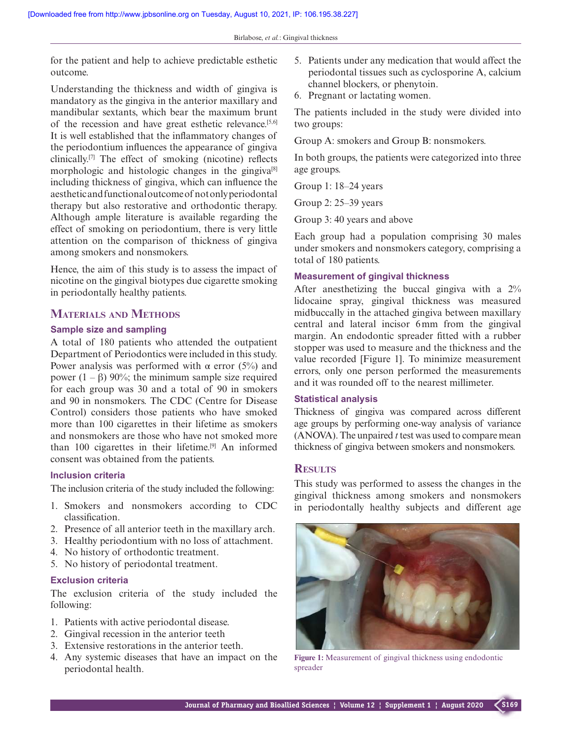for the patient and help to achieve predictable esthetic outcome.

Understanding the thickness and width of gingiva is mandatory as the gingiva in the anterior maxillary and mandibular sextants, which bear the maximum brunt of the recession and have great esthetic relevance.[5,6] It is well established that the inflammatory changes of the periodontium influences the appearance of gingiva clinically.[7] The effect of smoking (nicotine) reflects morphologic and histologic changes in the gingiva[8] including thickness of gingiva, which can influence the aesthetic and functional outcome of not only periodontal therapy but also restorative and orthodontic therapy. Although ample literature is available regarding the effect of smoking on periodontium, there is very little attention on the comparison of thickness of gingiva among smokers and nonsmokers.

Hence, the aim of this study is to assess the impact of nicotine on the gingival biotypes due cigarette smoking in periodontally healthy patients.

## Materials and Methods

### Sample size and sampling

A total of 180 patients who attended the outpatient Department of Periodontics were included in this study. Power analysis was performed with $\alpha$ error (5%) and power $(1 - \beta)$ 90%; the minimum sample size required for each group was 30 and a total of 90 in smokers and 90 in nonsmokers. The CDC (Centre for Disease Control) considers those patients who have smoked more than 100 cigarettes in their lifetime as smokers and nonsmokers are those who have not smoked more than 100 cigarettes in their lifetime.[9] An informed consent was obtained from the patients.

### Inclusion criteria

The inclusion criteria of the study included the following:

1. Smokers and nonsmokers according to CDC classification.
2. Presence of all anterior teeth in the maxillary arch.
3. Healthy periodontium with no loss of attachment.
4. No history of orthodontic treatment.
5. No history of periodontal treatment.

### Exclusion criteria

The exclusion criteria of the study included the following:

1. Patients with active periodontal disease.
2. Gingival recession in the anterior teeth
3. Extensive restorations in the anterior teeth.
4. Any systemic diseases that have an impact on the periodontal health.
5. Patients under any medication that would affect the periodontal tissues such as cyclosporine A, calcium channel blockers, or phenytoin.
6. Pregnant or lactating women.

The patients included in the study were divided into two groups:

Group A: smokers and Group B: nonsmokers.

In both groups, the patients were categorized into three age groups.

Group 1: 18–24 years

Group 2: 25–39 years

Group 3: 40 years and above

Each group had a population comprising 30 males under smokers and nonsmokers category, comprising a total of 180 patients.

### Measurement of gingival thickness

After anesthetizing the buccal gingiva with a 2% lidocaine spray, gingival thickness was measured midbuccally in the attached gingiva between maxillary central and lateral incisor 6 mm from the gingival margin. An endodontic spreader fitted with a rubber stopper was used to measure and the thickness and the value recorded [Figure 1]. To minimize measurement errors, only one person performed the measurements and it was rounded off to the nearest millimeter.

### Statistical analysis

Thickness of gingiva was compared across different age groups by performing one-way analysis of variance (ANOVA). The unpaired *t* test was used to compare mean thickness of gingiva between smokers and nonsmokers.

## Results

This study was performed to assess the changes in the gingival thickness among smokers and nonsmokers in periodontally healthy subjects and different age

Figure 1: Measurement of gingival thickness using endodontic spreader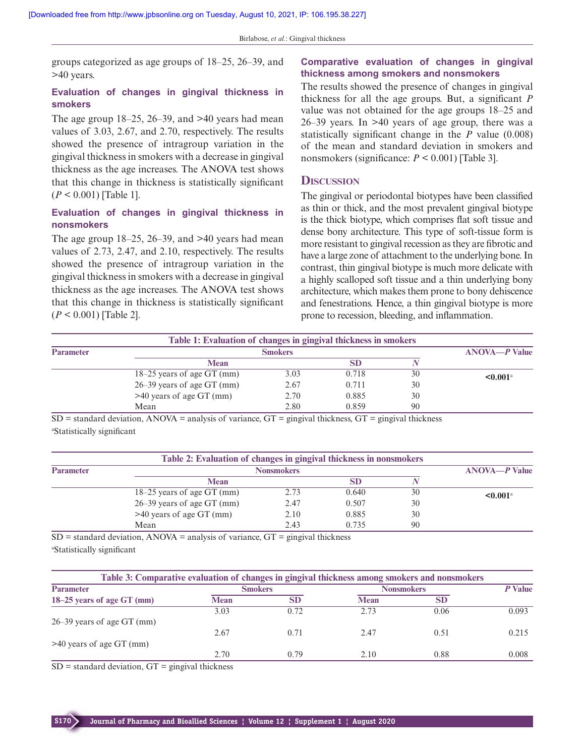groups categorized as age groups of 18–25, 26–39, and >40 years.

### Evaluation of changes in gingival thickness in smokers

The age group 18–25, 26–39, and >40 years had mean values of 3.03, 2.67, and 2.70, respectively. The results showed the presence of intragroup variation in the gingival thickness in smokers with a decrease in gingival thickness as the age increases. The ANOVA test shows that this change in thickness is statistically significant ($P < 0.001$) [Table 1].

### Evaluation of changes in gingival thickness in nonsmokers

The age group 18–25, 26–39, and >40 years had mean values of 2.73, 2.47, and 2.10, respectively. The results showed the presence of intragroup variation in the gingival thickness in smokers with a decrease in gingival thickness as the age increases. The ANOVA test shows that this change in thickness is statistically significant ($P < 0.001$) [Table 2].

### Comparative evaluation of changes in gingival thickness among smokers and nonsmokers

The results showed the presence of changes in gingival thickness for all the age groups. But, a significant $P$ value was not obtained for the age groups 18–25 and 26–39 years. In >40 years of age group, there was a statistically significant change in the $P$ value (0.008) of the mean and standard deviation in smokers and nonsmokers (significance: $P < 0.001$) [Table 3].

## Discussion

The gingival or periodontal biotypes have been classified as thin or thick, and the most prevalent gingival biotype is the thick biotype, which comprises flat soft tissue and dense bony architecture. This type of soft-tissue form is more resistant to gingival recession as they are fibrotic and have a large zone of attachment to the underlying bone. In contrast, thin gingival biotype is much more delicate with a highly scalloped soft tissue and a thin underlying bony architecture, which makes them prone to bony dehiscence and fenestrations. Hence, a thin gingival biotype is more prone to recession, bleeding, and inflammation.

**Table 1: Evaluation of changes in gingival thickness in smokers**

| Parameter | Smokers | | | ANOVA—*P* Value |
|---|---|---|---|---|
| | Mean | SD | *N* | |
| 18–25 years of age GT (mm) | 3.03 | 0.718 | 30 | **<0.001**[a] |
| 26–39 years of age GT (mm) | 2.67 | 0.711 | 30 | |
| >40 years of age GT (mm) | 2.70 | 0.885 | 30 | |
| Mean | 2.80 | 0.859 | 90 | |

SD = standard deviation, ANOVA = analysis of variance, GT = gingival thickness, GT = gingival thickness

[a]Statistically significant

**Table 2: Evaluation of changes in gingival thickness in nonsmokers**

| Parameter | Nonsmokers | | | ANOVA—*P* Value |
|---|---|---|---|---|
| | Mean | SD | *N* | |
| 18–25 years of age GT (mm) | 2.73 | 0.640 | 30 | **<0.001**[a] |
| 26–39 years of age GT (mm) | 2.47 | 0.507 | 30 | |
| >40 years of age GT (mm) | 2.10 | 0.885 | 30 | |
| Mean | 2.43 | 0.735 | 90 | |

SD = standard deviation, ANOVA = analysis of variance, GT = gingival thickness

[a]Statistically significant

**Table 3: Comparative evaluation of changes in gingival thickness among smokers and nonsmokers**

| Parameter | Smokers | | Nonsmokers | | *P* Value |
|---|---|---|---|---|---|
| | Mean | SD | Mean | SD | |
| 18–25 years of age GT (mm) | 3.03 | 0.72 | 2.73 | 0.06 | 0.093 |
| 26–39 years of age GT (mm) | 2.67 | 0.71 | 2.47 | 0.51 | 0.215 |
| >40 years of age GT (mm) | 2.70 | 0.79 | 2.10 | 0.88 | 0.008 |

SD = standard deviation, GT = gingival thickness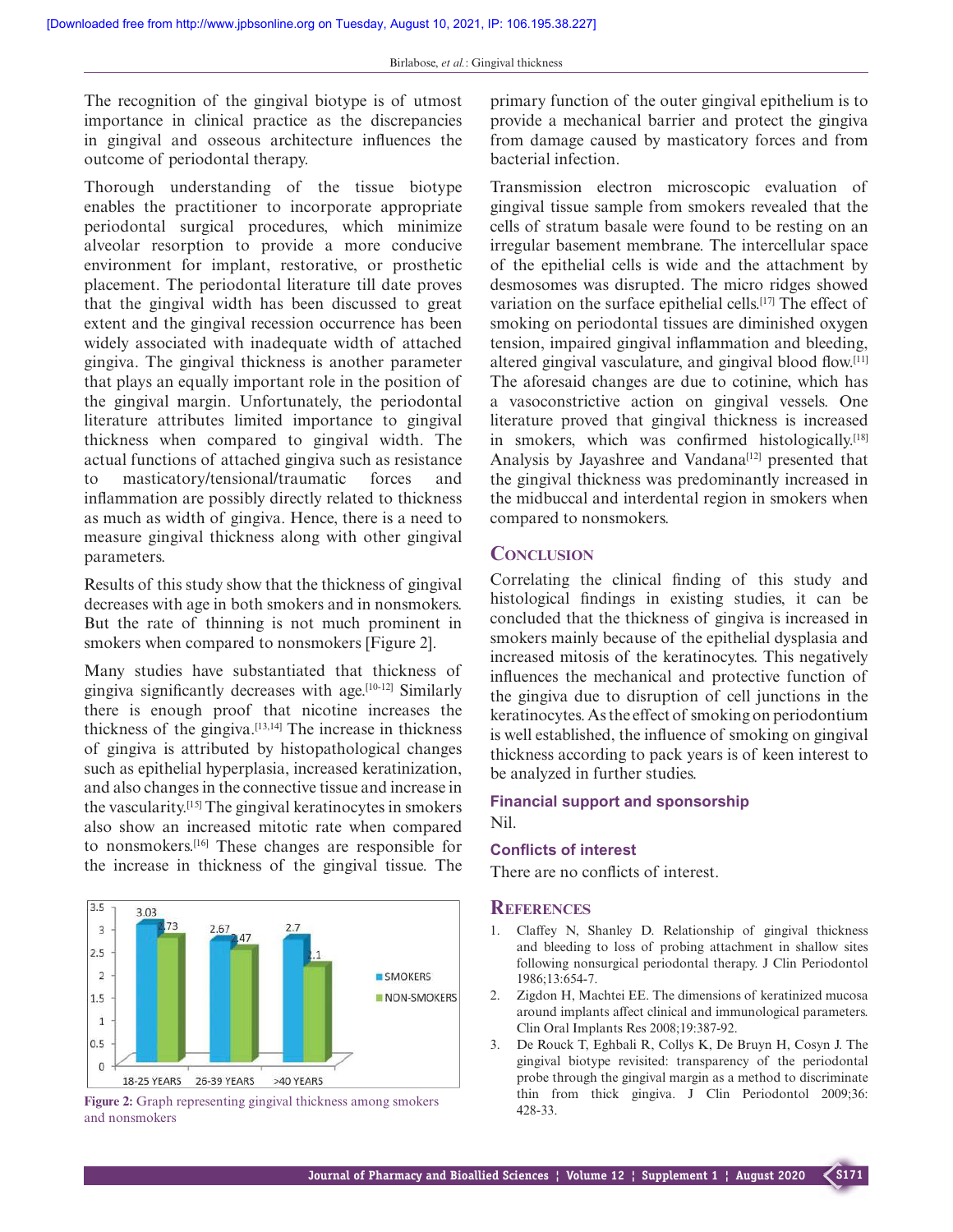The recognition of the gingival biotype is of utmost importance in clinical practice as the discrepancies in gingival and osseous architecture influences the outcome of periodontal therapy.

Thorough understanding of the tissue biotype enables the practitioner to incorporate appropriate periodontal surgical procedures, which minimize alveolar resorption to provide a more conducive environment for implant, restorative, or prosthetic placement. The periodontal literature till date proves that the gingival width has been discussed to great extent and the gingival recession occurrence has been widely associated with inadequate width of attached gingiva. The gingival thickness is another parameter that plays an equally important role in the position of the gingival margin. Unfortunately, the periodontal literature attributes limited importance to gingival thickness when compared to gingival width. The actual functions of attached gingiva such as resistance to masticatory/tensional/traumatic forces and inflammation are possibly directly related to thickness as much as width of gingiva. Hence, there is a need to measure gingival thickness along with other gingival parameters.

Results of this study show that the thickness of gingival decreases with age in both smokers and in nonsmokers. But the rate of thinning is not much prominent in smokers when compared to nonsmokers [Figure 2].

Many studies have substantiated that thickness of gingiva significantly decreases with age.[10-12] Similarly there is enough proof that nicotine increases the thickness of the gingiva.[13,14] The increase in thickness of gingiva is attributed by histopathological changes such as epithelial hyperplasia, increased keratinization, and also changes in the connective tissue and increase in the vascularity.[15] The gingival keratinocytes in smokers also show an increased mitotic rate when compared to nonsmokers.[16] These changes are responsible for the increase in thickness of the gingival tissue. The primary function of the outer gingival epithelium is to provide a mechanical barrier and protect the gingiva from damage caused by masticatory forces and from bacterial infection.

| | SMOKERS | NON-SMOKERS |
|---|---|---|
| 18-25 YEARS | 3.03 | 2.73 |
| 26-39 YEARS | 2.67 | 2.47 |
| >40 YEARS | 2.7 | 2.1 |

**Figure 2:** Graph representing gingival thickness among smokers and nonsmokers

Transmission electron microscopic evaluation of gingival tissue sample from smokers revealed that the cells of stratum basale were found to be resting on an irregular basement membrane. The intercellular space of the epithelial cells is wide and the attachment by desmosomes was disrupted. The micro ridges showed variation on the surface epithelial cells.[17] The effect of smoking on periodontal tissues are diminished oxygen tension, impaired gingival inflammation and bleeding, altered gingival vasculature, and gingival blood flow.[11] The aforesaid changes are due to cotinine, which has a vasoconstrictive action on gingival vessels. One literature proved that gingival thickness is increased in smokers, which was confirmed histologically.[18] Analysis by Jayashree and Vandana[12] presented that the gingival thickness was predominantly increased in the midbuccal and interdental region in smokers when compared to nonsmokers.

## Conclusion

Correlating the clinical finding of this study and histological findings in existing studies, it can be concluded that the thickness of gingiva is increased in smokers mainly because of the epithelial dysplasia and increased mitosis of the keratinocytes. This negatively influences the mechanical and protective function of the gingiva due to disruption of cell junctions in the keratinocytes. As the effect of smoking on periodontium is well established, the influence of smoking on gingival thickness according to pack years is of keen interest to be analyzed in further studies.

### Financial support and sponsorship

Nil.

### Conflicts of interest

There are no conflicts of interest.

## References

1. Claffey N, Shanley D. Relationship of gingival thickness and bleeding to loss of probing attachment in shallow sites following nonsurgical periodontal therapy. J Clin Periodontol 1986;13:654-7.
2. Zigdon H, Machtei EE. The dimensions of keratinized mucosa around implants affect clinical and immunological parameters. Clin Oral Implants Res 2008;19:387-92.
3. De Rouck T, Eghbali R, Collys K, De Bruyn H, Cosyn J. The gingival biotype revisited: transparency of the periodontal probe through the gingival margin as a method to discriminate thin from thick gingiva. J Clin Periodontol 2009;36:428-33.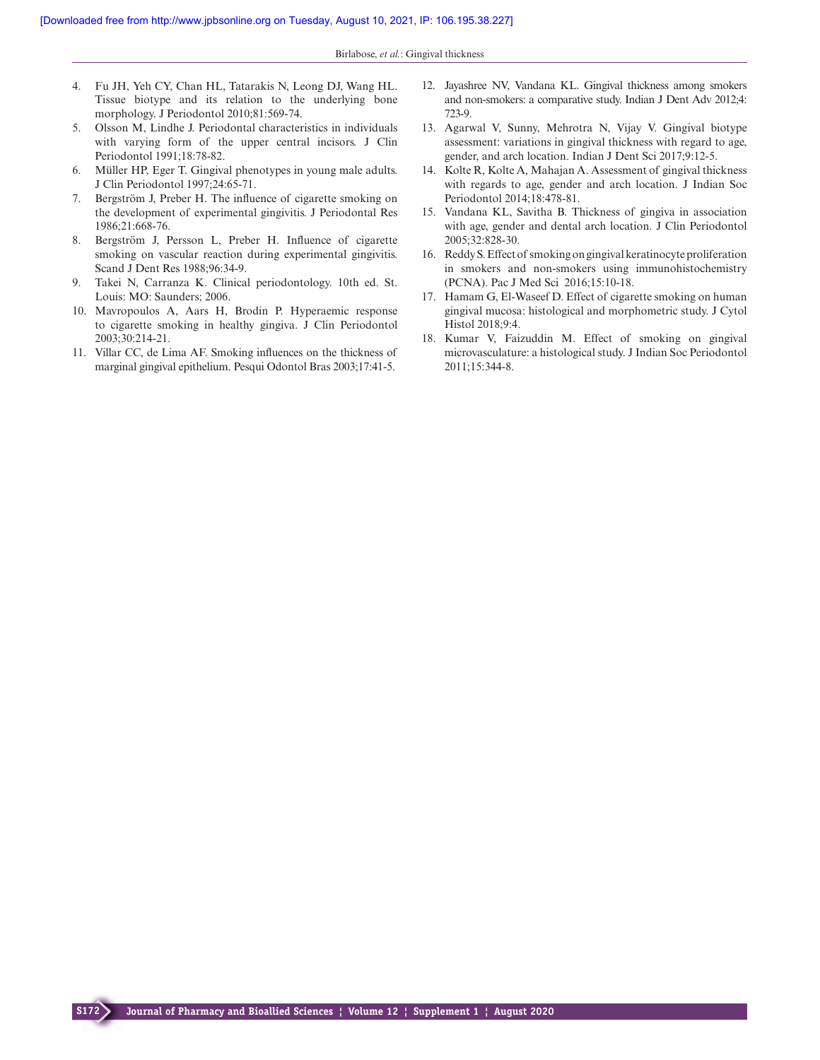4. Fu JH, Yeh CY, Chan HL, Tatarakis N, Leong DJ, Wang HL. Tissue biotype and its relation to the underlying bone morphology. J Periodontol 2010;81:569-74.
5. Olsson M, Lindhe J. Periodontal characteristics in individuals with varying form of the upper central incisors. J Clin Periodontol 1991;18:78-82.
6. Müller HP, Eger T. Gingival phenotypes in young male adults. J Clin Periodontol 1997;24:65-71.
7. Bergström J, Preber H. The influence of cigarette smoking on the development of experimental gingivitis. J Periodontal Res 1986;21:668-76.
8. Bergström J, Persson L, Preber H. Influence of cigarette smoking on vascular reaction during experimental gingivitis. Scand J Dent Res 1988;96:34-9.
9. Takei N, Carranza K. Clinical periodontology. 10th ed. St. Louis: MO: Saunders; 2006.
10. Mavropoulos A, Aars H, Brodin P. Hyperaemic response to cigarette smoking in healthy gingiva. J Clin Periodontol 2003;30:214-21.
11. Villar CC, de Lima AF. Smoking influences on the thickness of marginal gingival epithelium. Pesqui Odontol Bras 2003;17:41-5.
12. Jayashree NV, Vandana KL. Gingival thickness among smokers and non-smokers: a comparative study. Indian J Dent Adv 2012;4:723-9.
13. Agarwal V, Sunny, Mehrotra N, Vijay V. Gingival biotype assessment: variations in gingival thickness with regard to age, gender, and arch location. Indian J Dent Sci 2017;9:12-5.
14. Kolte R, Kolte A, Mahajan A. Assessment of gingival thickness with regards to age, gender and arch location. J Indian Soc Periodontol 2014;18:478-81.
15. Vandana KL, Savitha B. Thickness of gingiva in association with age, gender and dental arch location. J Clin Periodontol 2005;32:828-30.
16. Reddy S. Effect of smoking on gingival keratinocyte proliferation in smokers and non-smokers using immunohistochemistry (PCNA). Pac J Med Sci 2016;15:10-18.
17. Hamam G, El-Waseef D. Effect of cigarette smoking on human gingival mucosa: histological and morphometric study. J Cytol Histol 2018;9:4.
18. Kumar V, Faizuddin M. Effect of smoking on gingival microvasculature: a histological study. J Indian Soc Periodontol 2011;15:344-8.